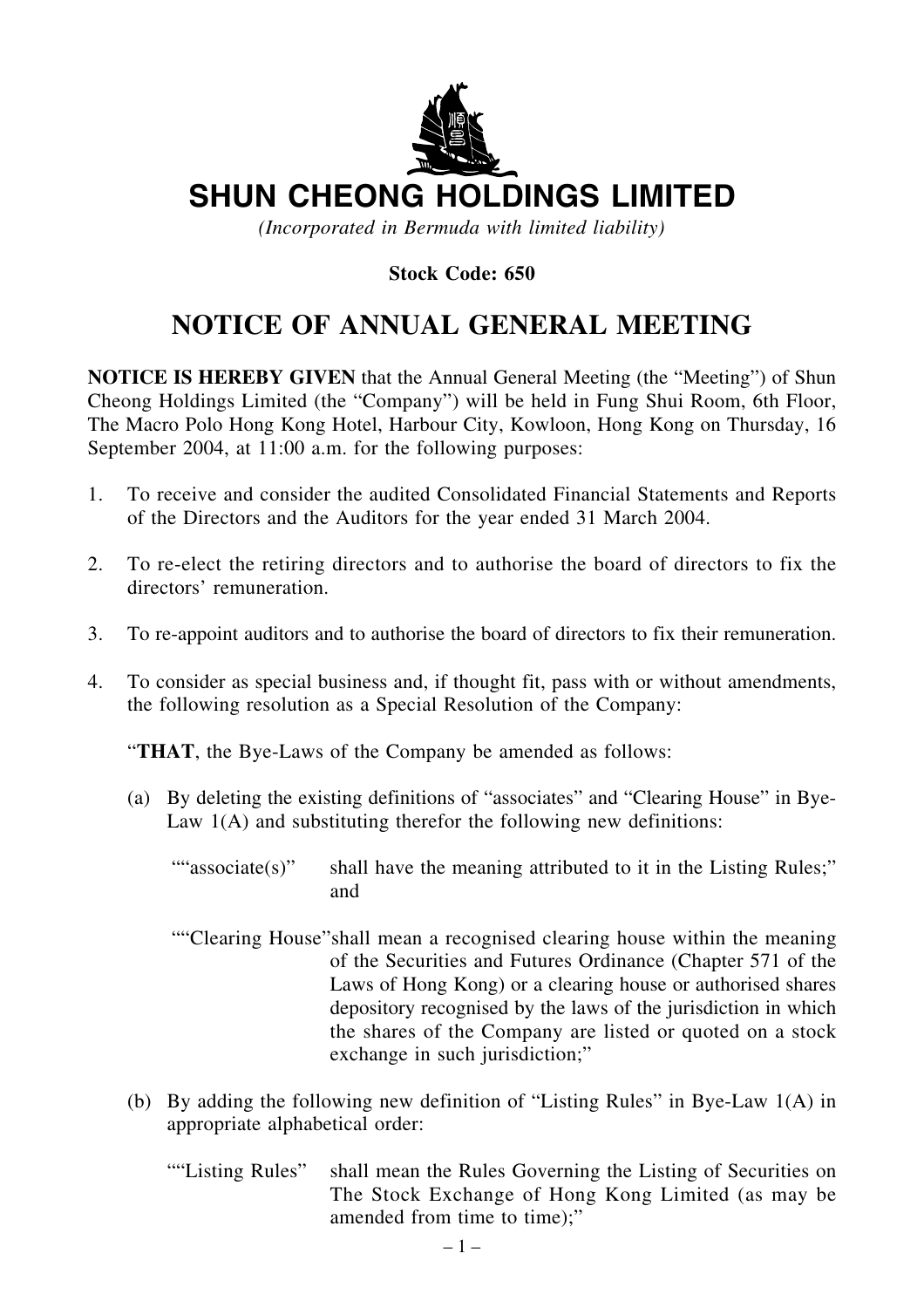# SHUN CHEONG HOLDINGS LIMITED

*(Incorporated in Bermuda with limited liability)*

**Stock Code: 650**

# NOTICE OF ANNUAL GENERAL MEETING

**NOTICE IS HEREBY GIVEN** that the Annual General Meeting (the "Meeting") of Shun Cheong Holdings Limited (the "Company") will be held in Fung Shui Room, 6th Floor, The Macro Polo Hong Kong Hotel, Harbour City, Kowloon, Hong Kong on Thursday, 16 September 2004, at 11:00 a.m. for the following purposes:

1. To receive and consider the audited Consolidated Financial Statements and Reports of the Directors and the Auditors for the year ended 31 March 2004.

2. To re-elect the retiring directors and to authorise the board of directors to fix the directors' remuneration.

3. To re-appoint auditors and to authorise the board of directors to fix their remuneration.

4. To consider as special business and, if thought fit, pass with or without amendments, the following resolution as a Special Resolution of the Company:

   "**THAT**, the Bye-Laws of the Company be amended as follows:

   (a) By deleting the existing definitions of "associates" and "Clearing House" in Bye-Law 1(A) and substituting therefor the following new definitions:

   ""associate(s)" shall have the meaning attributed to it in the Listing Rules;" and

   ""Clearing House" shall mean a recognised clearing house within the meaning of the Securities and Futures Ordinance (Chapter 571 of the Laws of Hong Kong) or a clearing house or authorised shares depository recognised by the laws of the jurisdiction in which the shares of the Company are listed or quoted on a stock exchange in such jurisdiction;"

   (b) By adding the following new definition of "Listing Rules" in Bye-Law 1(A) in appropriate alphabetical order:

   ""Listing Rules" shall mean the Rules Governing the Listing of Securities on The Stock Exchange of Hong Kong Limited (as may be amended from time to time);"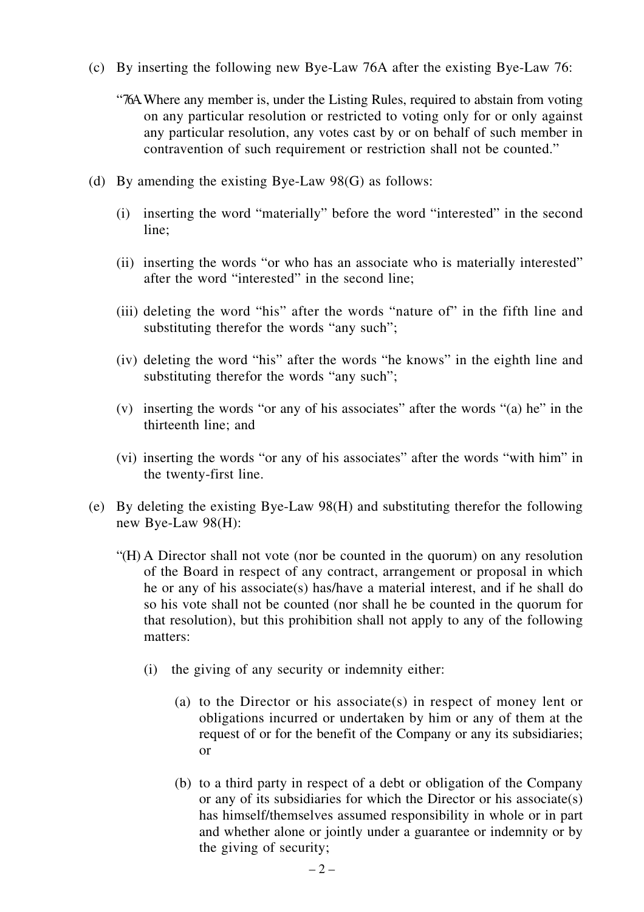(c) By inserting the following new Bye-Law 76A after the existing Bye-Law 76:

"76A. Where any member is, under the Listing Rules, required to abstain from voting on any particular resolution or restricted to voting only for or only against any particular resolution, any votes cast by or on behalf of such member in contravention of such requirement or restriction shall not be counted."

(d) By amending the existing Bye-Law 98(G) as follows:

(i) inserting the word "materially" before the word "interested" in the second line;

(ii) inserting the words "or who has an associate who is materially interested" after the word "interested" in the second line;

(iii) deleting the word "his" after the words "nature of" in the fifth line and substituting therefor the words "any such";

(iv) deleting the word "his" after the words "he knows" in the eighth line and substituting therefor the words "any such";

(v) inserting the words "or any of his associates" after the words "(a) he" in the thirteenth line; and

(vi) inserting the words "or any of his associates" after the words "with him" in the twenty-first line.

(e) By deleting the existing Bye-Law 98(H) and substituting therefor the following new Bye-Law 98(H):

"(H) A Director shall not vote (nor be counted in the quorum) on any resolution of the Board in respect of any contract, arrangement or proposal in which he or any of his associate(s) has/have a material interest, and if he shall do so his vote shall not be counted (nor shall he be counted in the quorum for that resolution), but this prohibition shall not apply to any of the following matters:

(i) the giving of any security or indemnity either:

(a) to the Director or his associate(s) in respect of money lent or obligations incurred or undertaken by him or any of them at the request of or for the benefit of the Company or any its subsidiaries; or

(b) to a third party in respect of a debt or obligation of the Company or any of its subsidiaries for which the Director or his associate(s) has himself/themselves assumed responsibility in whole or in part and whether alone or jointly under a guarantee or indemnity or by the giving of security;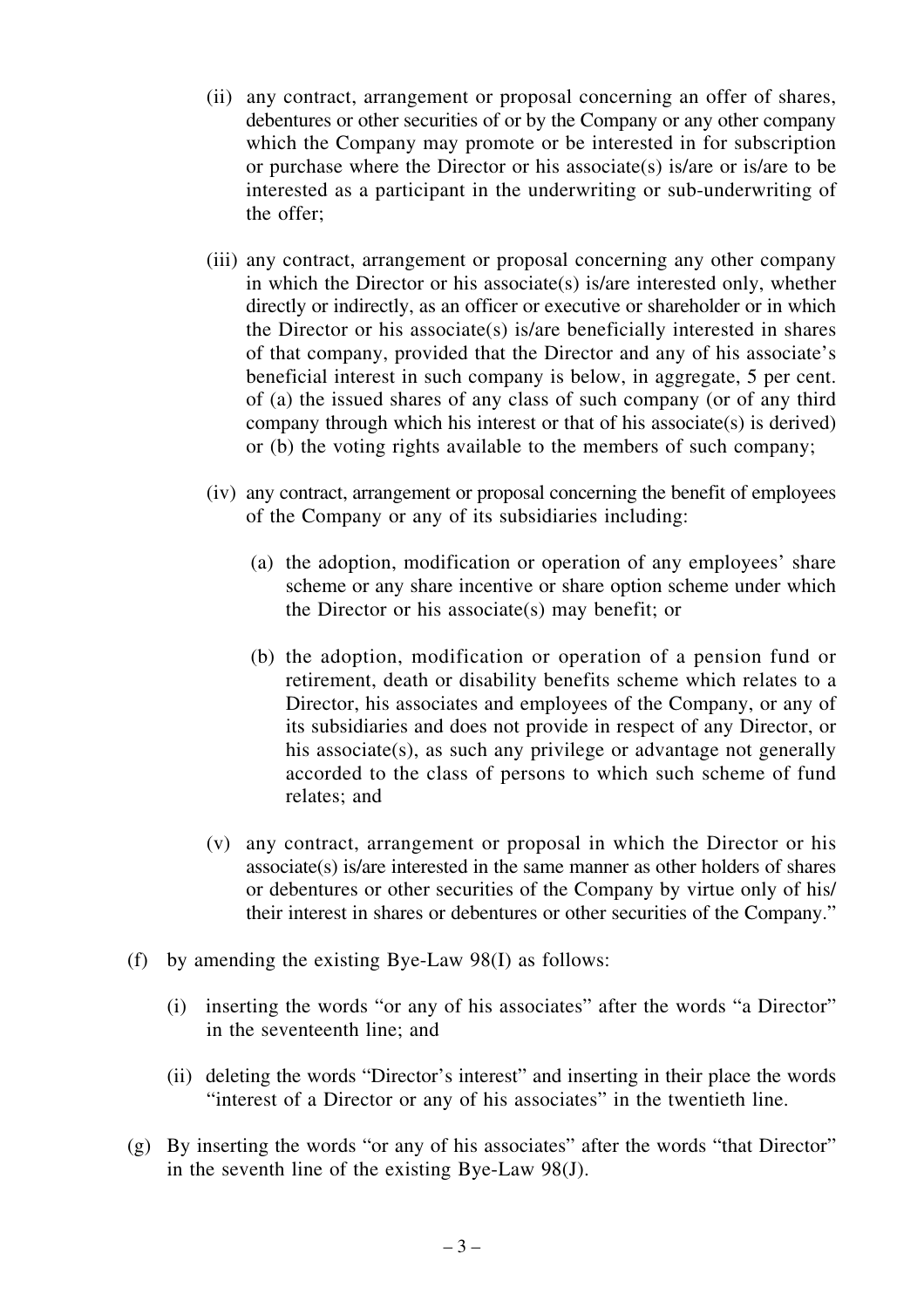(ii) any contract, arrangement or proposal concerning an offer of shares, debentures or other securities of or by the Company or any other company which the Company may promote or be interested in for subscription or purchase where the Director or his associate(s) is/are or is/are to be interested as a participant in the underwriting or sub-underwriting of the offer;

(iii) any contract, arrangement or proposal concerning any other company in which the Director or his associate(s) is/are interested only, whether directly or indirectly, as an officer or executive or shareholder or in which the Director or his associate(s) is/are beneficially interested in shares of that company, provided that the Director and any of his associate's beneficial interest in such company is below, in aggregate, 5 per cent. of (a) the issued shares of any class of such company (or of any third company through which his interest or that of his associate(s) is derived) or (b) the voting rights available to the members of such company;

(iv) any contract, arrangement or proposal concerning the benefit of employees of the Company or any of its subsidiaries including:

  (a) the adoption, modification or operation of any employees' share scheme or any share incentive or share option scheme under which the Director or his associate(s) may benefit; or

  (b) the adoption, modification or operation of a pension fund or retirement, death or disability benefits scheme which relates to a Director, his associates and employees of the Company, or any of its subsidiaries and does not provide in respect of any Director, or his associate(s), as such any privilege or advantage not generally accorded to the class of persons to which such scheme of fund relates; and

(v) any contract, arrangement or proposal in which the Director or his associate(s) is/are interested in the same manner as other holders of shares or debentures or other securities of the Company by virtue only of his/their interest in shares or debentures or other securities of the Company."

(f) by amending the existing Bye-Law 98(I) as follows:

  (i) inserting the words "or any of his associates" after the words "a Director" in the seventeenth line; and

  (ii) deleting the words "Director's interest" and inserting in their place the words "interest of a Director or any of his associates" in the twentieth line.

(g) By inserting the words "or any of his associates" after the words "that Director" in the seventh line of the existing Bye-Law 98(J).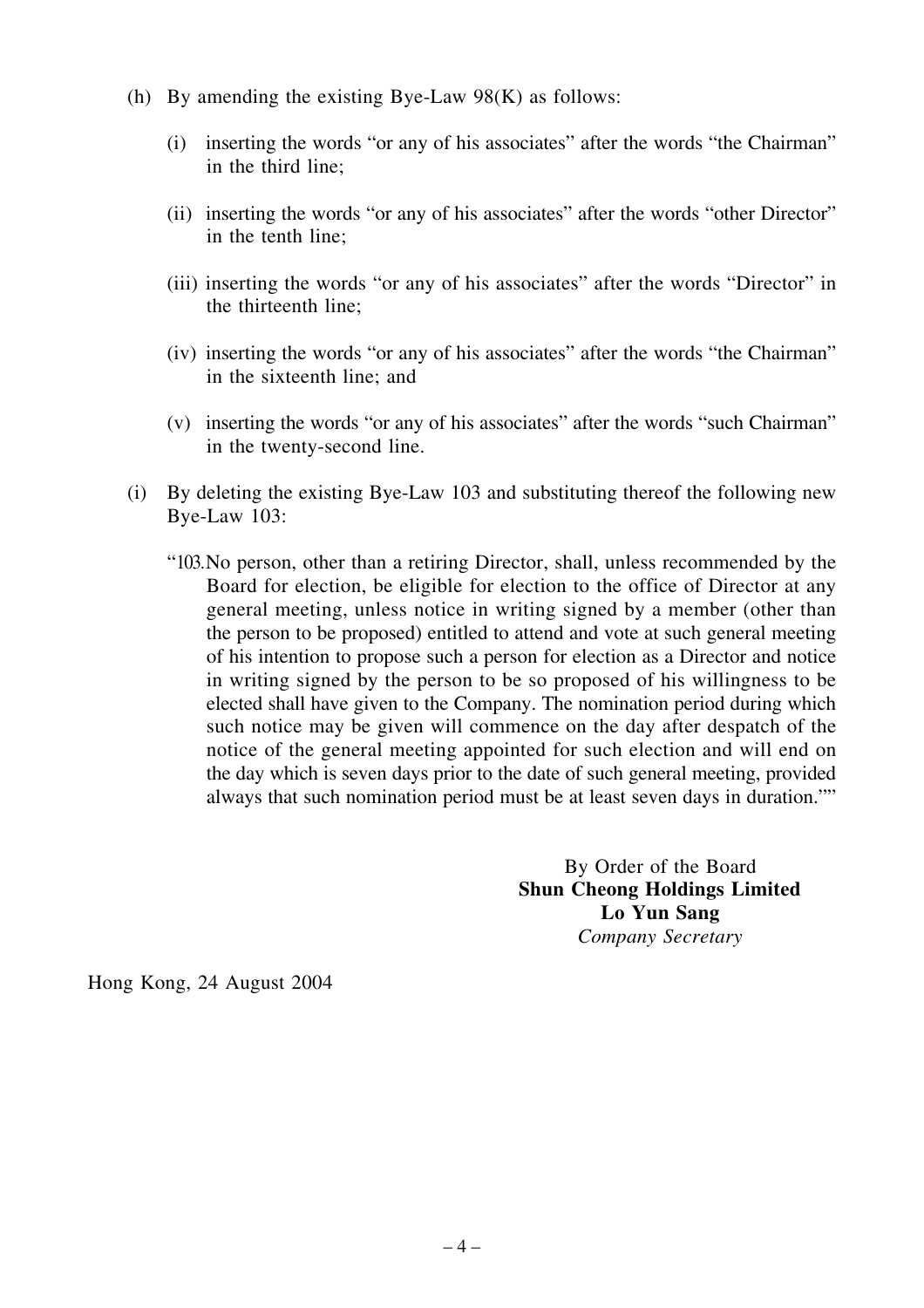(h) By amending the existing Bye-Law 98(K) as follows:

   (i) inserting the words "or any of his associates" after the words "the Chairman" in the third line;

   (ii) inserting the words "or any of his associates" after the words "other Director" in the tenth line;

   (iii) inserting the words "or any of his associates" after the words "Director" in the thirteenth line;

   (iv) inserting the words "or any of his associates" after the words "the Chairman" in the sixteenth line; and

   (v) inserting the words "or any of his associates" after the words "such Chairman" in the twenty-second line.

(i) By deleting the existing Bye-Law 103 and substituting thereof the following new Bye-Law 103:

   "103. No person, other than a retiring Director, shall, unless recommended by the Board for election, be eligible for election to the office of Director at any general meeting, unless notice in writing signed by a member (other than the person to be proposed) entitled to attend and vote at such general meeting of his intention to propose such a person for election as a Director and notice in writing signed by the person to be so proposed of his willingness to be elected shall have given to the Company. The nomination period during which such notice may be given will commence on the day after despatch of the notice of the general meeting appointed for such election and will end on the day which is seven days prior to the date of such general meeting, provided always that such nomination period must be at least seven days in duration.""

By Order of the Board
**Shun Cheong Holdings Limited**
**Lo Yun Sang**
*Company Secretary*

Hong Kong, 24 August 2004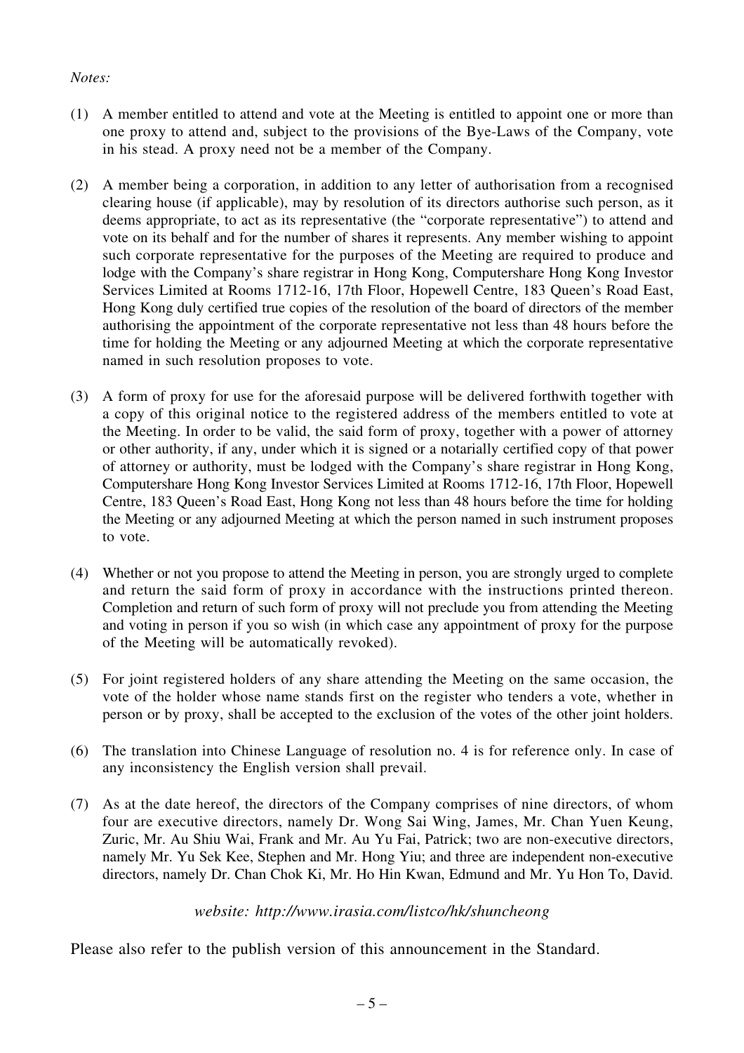*Notes:*

(1) A member entitled to attend and vote at the Meeting is entitled to appoint one or more than one proxy to attend and, subject to the provisions of the Bye-Laws of the Company, vote in his stead. A proxy need not be a member of the Company.

(2) A member being a corporation, in addition to any letter of authorisation from a recognised clearing house (if applicable), may by resolution of its directors authorise such person, as it deems appropriate, to act as its representative (the "corporate representative") to attend and vote on its behalf and for the number of shares it represents. Any member wishing to appoint such corporate representative for the purposes of the Meeting are required to produce and lodge with the Company's share registrar in Hong Kong, Computershare Hong Kong Investor Services Limited at Rooms 1712-16, 17th Floor, Hopewell Centre, 183 Queen's Road East, Hong Kong duly certified true copies of the resolution of the board of directors of the member authorising the appointment of the corporate representative not less than 48 hours before the time for holding the Meeting or any adjourned Meeting at which the corporate representative named in such resolution proposes to vote.

(3) A form of proxy for use for the aforesaid purpose will be delivered forthwith together with a copy of this original notice to the registered address of the members entitled to vote at the Meeting. In order to be valid, the said form of proxy, together with a power of attorney or other authority, if any, under which it is signed or a notarially certified copy of that power of attorney or authority, must be lodged with the Company's share registrar in Hong Kong, Computershare Hong Kong Investor Services Limited at Rooms 1712-16, 17th Floor, Hopewell Centre, 183 Queen's Road East, Hong Kong not less than 48 hours before the time for holding the Meeting or any adjourned Meeting at which the person named in such instrument proposes to vote.

(4) Whether or not you propose to attend the Meeting in person, you are strongly urged to complete and return the said form of proxy in accordance with the instructions printed thereon. Completion and return of such form of proxy will not preclude you from attending the Meeting and voting in person if you so wish (in which case any appointment of proxy for the purpose of the Meeting will be automatically revoked).

(5) For joint registered holders of any share attending the Meeting on the same occasion, the vote of the holder whose name stands first on the register who tenders a vote, whether in person or by proxy, shall be accepted to the exclusion of the votes of the other joint holders.

(6) The translation into Chinese Language of resolution no. 4 is for reference only. In case of any inconsistency the English version shall prevail.

(7) As at the date hereof, the directors of the Company comprises of nine directors, of whom four are executive directors, namely Dr. Wong Sai Wing, James, Mr. Chan Yuen Keung, Zuric, Mr. Au Shiu Wai, Frank and Mr. Au Yu Fai, Patrick; two are non-executive directors, namely Mr. Yu Sek Kee, Stephen and Mr. Hong Yiu; and three are independent non-executive directors, namely Dr. Chan Chok Ki, Mr. Ho Hin Kwan, Edmund and Mr. Yu Hon To, David.

*website: http://www.irasia.com/listco/hk/shuncheong*

Please also refer to the publish version of this announcement in the Standard.